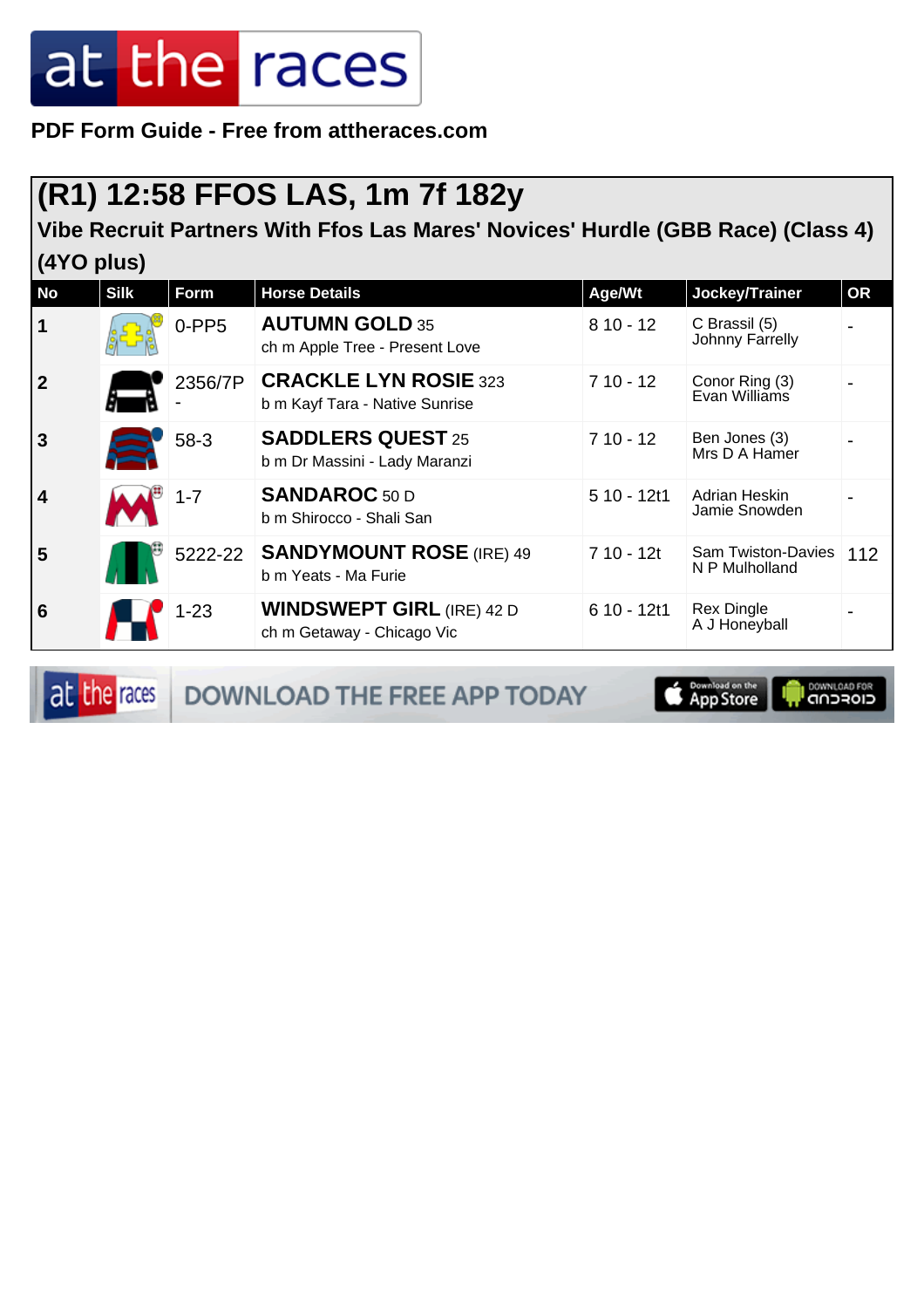**PDF Form Guide - Free from attheraces.com**

## (R1) 12:58 FFOS LAS, 1m 7f 182y

### Vibe Recruit Partners With Ffos Las Mares' Novices' Hurdle (GBB Race) (Class 4) (4YO plus)

| No | Silk | Form | Horse Details | Age/Wt | Jockey/Trainer | OR |
|---|---|---|---|---|---|---|
| 1 | | 0-PP5 | **AUTUMN GOLD** 35<br>ch m Apple Tree - Present Love | 8 10 - 12 | C Brassil (5)<br>Johnny Farrelly | - |
| 2 | | 2356/7P- | **CRACKLE LYN ROSIE** 323<br>b m Kayf Tara - Native Sunrise | 7 10 - 12 | Conor Ring (3)<br>Evan Williams | - |
| 3 | | 58-3 | **SADDLERS QUEST** 25<br>b m Dr Massini - Lady Maranzi | 7 10 - 12 | Ben Jones (3)<br>Mrs D A Hamer | - |
| 4 | | 1-7 | **SANDAROC** 50 D<br>b m Shirocco - Shali San | 5 10 - 12t1 | Adrian Heskin<br>Jamie Snowden | - |
| 5 | | 5222-22 | **SANDYMOUNT ROSE** (IRE) 49<br>b m Yeats - Ma Furie | 7 10 - 12t | Sam Twiston-Davies<br>N P Mulholland | 112 |
| 6 | | 1-23 | **WINDSWEPT GIRL** (IRE) 42 D<br>ch m Getaway - Chicago Vic | 6 10 - 12t1 | Rex Dingle<br>A J Honeyball | - |

DOWNLOAD THE FREE APP TODAY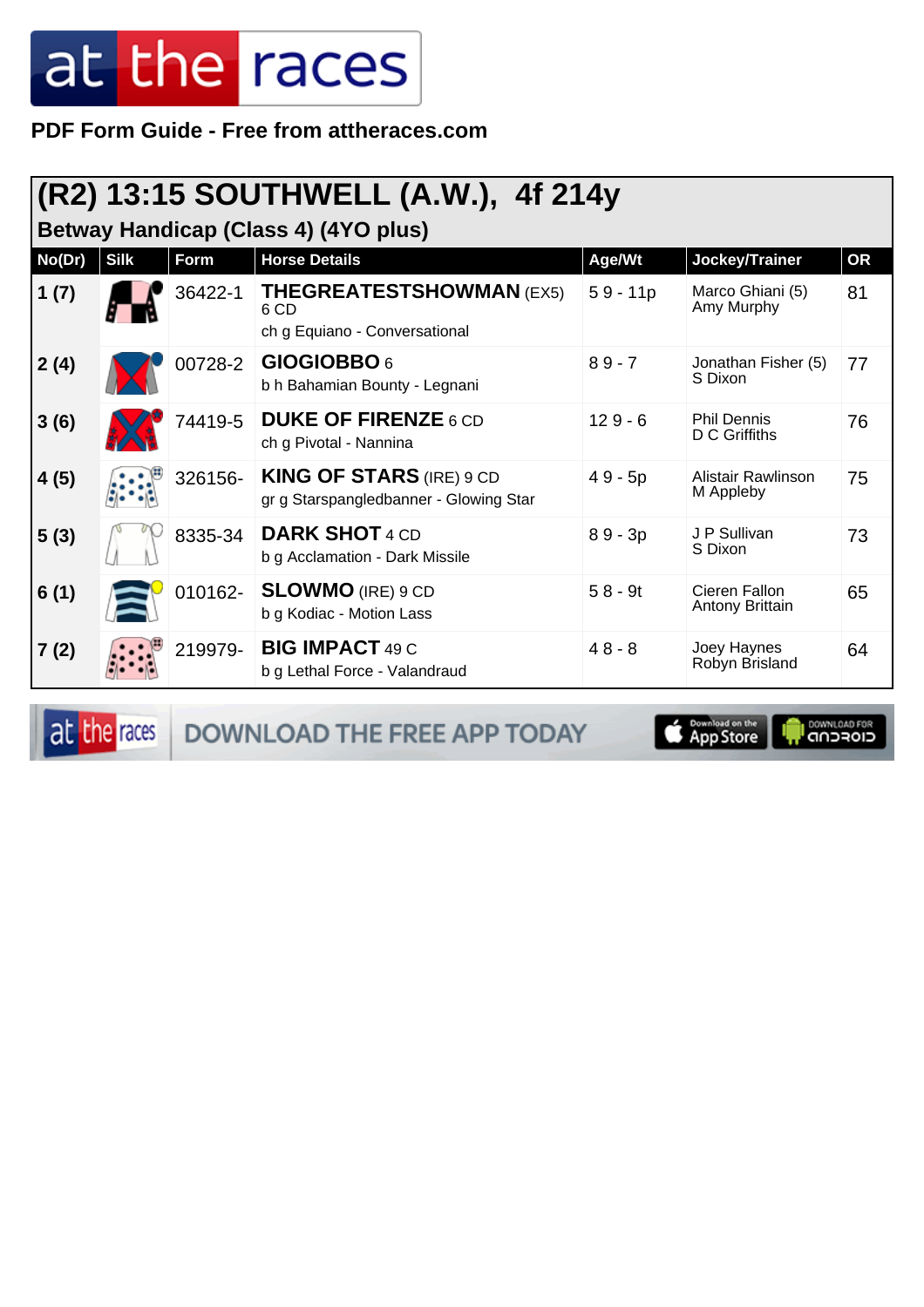**PDF Form Guide - Free from attheraces.com**

## (R2) 13:15 SOUTHWELL (A.W.), 4f 214y

### Betway Handicap (Class 4) (4YO plus)

| No(Dr) | Silk | Form | Horse Details | Age/Wt | Jockey/Trainer | OR |
|---|---|---|---|---|---|---|
| 1 (7) | | 36422-1 | **THEGREATESTSHOWMAN** (EX5) 6 CD<br>ch g Equiano - Conversational | 5 9 - 11p | Marco Ghiani (5)<br>Amy Murphy | 81 |
| 2 (4) | | 00728-2 | **GIOGIOBBO** 6<br>b h Bahamian Bounty - Legnani | 8 9 - 7 | Jonathan Fisher (5)<br>S Dixon | 77 |
| 3 (6) | | 74419-5 | **DUKE OF FIRENZE** 6 CD<br>ch g Pivotal - Nannina | 12 9 - 6 | Phil Dennis<br>D C Griffiths | 76 |
| 4 (5) | | 326156- | **KING OF STARS** (IRE) 9 CD<br>gr g Starspangledbanner - Glowing Star | 4 9 - 5p | Alistair Rawlinson<br>M Appleby | 75 |
| 5 (3) | | 8335-34 | **DARK SHOT** 4 CD<br>b g Acclamation - Dark Missile | 8 9 - 3p | J P Sullivan<br>S Dixon | 73 |
| 6 (1) | | 010162- | **SLOWMO** (IRE) 9 CD<br>b g Kodiac - Motion Lass | 5 8 - 9t | Cieren Fallon<br>Antony Brittain | 65 |
| 7 (2) | | 219979- | **BIG IMPACT** 49 C<br>b g Lethal Force - Valandraud | 4 8 - 8 | Joey Haynes<br>Robyn Brisland | 64 |

DOWNLOAD THE FREE APP TODAY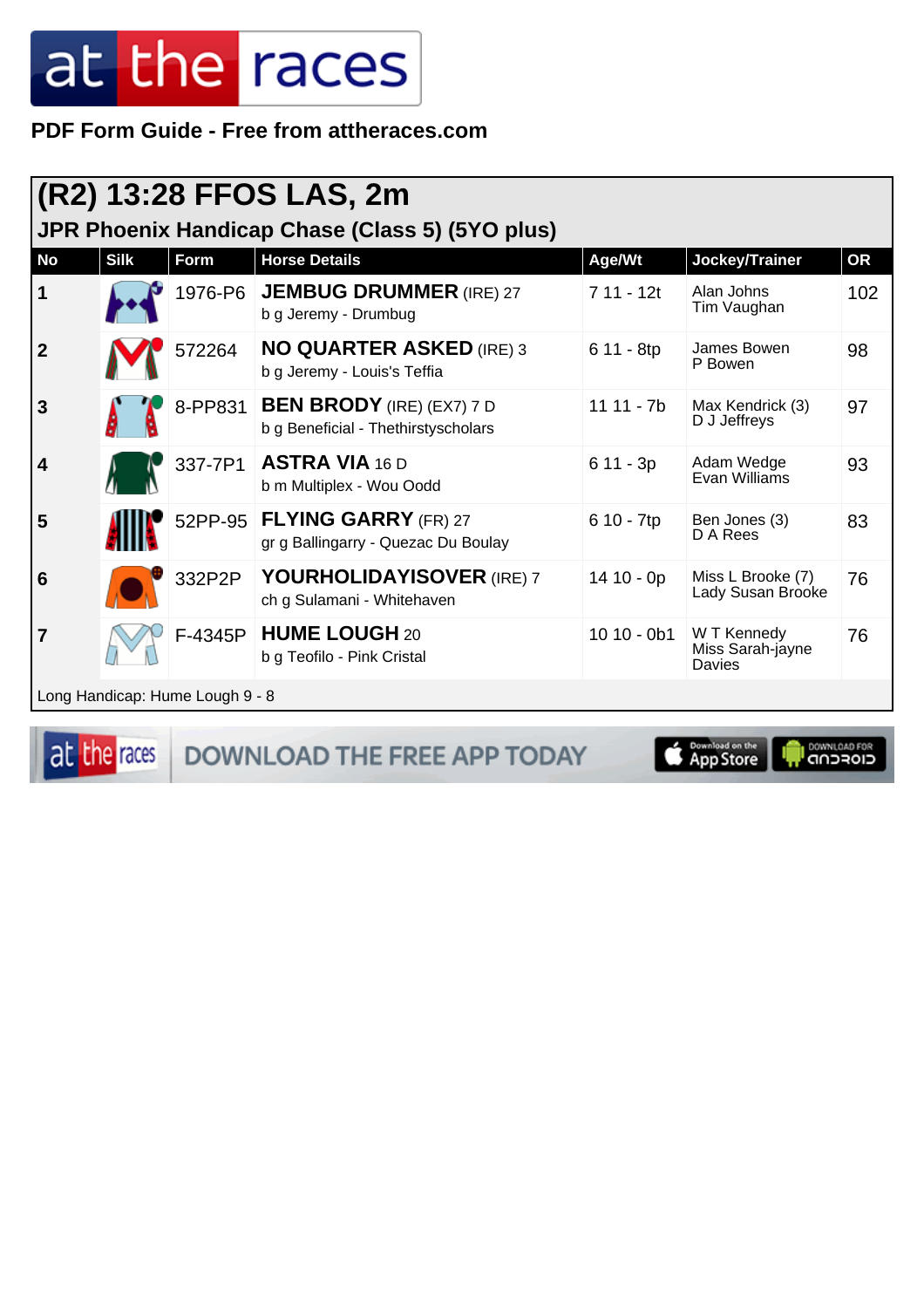PDF Form Guide - Free from attheraces.com

## (R2) 13:28 FFOS LAS, 2m

### JPR Phoenix Handicap Chase (Class 5) (5YO plus)

| No | Silk | Form | Horse Details | Age/Wt | Jockey/Trainer | OR |
|---|---|---|---|---|---|---|
| 1 | | 1976-P6 | **JEMBUG DRUMMER** (IRE) 27<br>b g Jeremy - Drumbug | 7 11 - 12t | Alan Johns<br>Tim Vaughan | 102 |
| 2 | | 572264 | **NO QUARTER ASKED** (IRE) 3<br>b g Jeremy - Louis's Teffia | 6 11 - 8tp | James Bowen<br>P Bowen | 98 |
| 3 | | 8-PP831 | **BEN BRODY** (IRE) (EX7) 7 D<br>b g Beneficial - Thethirstyscholars | 11 11 - 7b | Max Kendrick (3)<br>D J Jeffreys | 97 |
| 4 | | 337-7P1 | **ASTRA VIA** 16 D<br>b m Multiplex - Wou Oodd | 6 11 - 3p | Adam Wedge<br>Evan Williams | 93 |
| 5 | | 52PP-95 | **FLYING GARRY** (FR) 27<br>gr g Ballingarry - Quezac Du Boulay | 6 10 - 7tp | Ben Jones (3)<br>D A Rees | 83 |
| 6 | | 332P2P | **YOURHOLIDAYISOVER** (IRE) 7<br>ch g Sulamani - Whitehaven | 14 10 - 0p | Miss L Brooke (7)<br>Lady Susan Brooke | 76 |
| 7 | | F-4345P | **HUME LOUGH** 20<br>b g Teofilo - Pink Cristal | 10 10 - 0b1 | W T Kennedy<br>Miss Sarah-jayne Davies | 76 |

Long Handicap: Hume Lough 9 - 8

DOWNLOAD THE FREE APP TODAY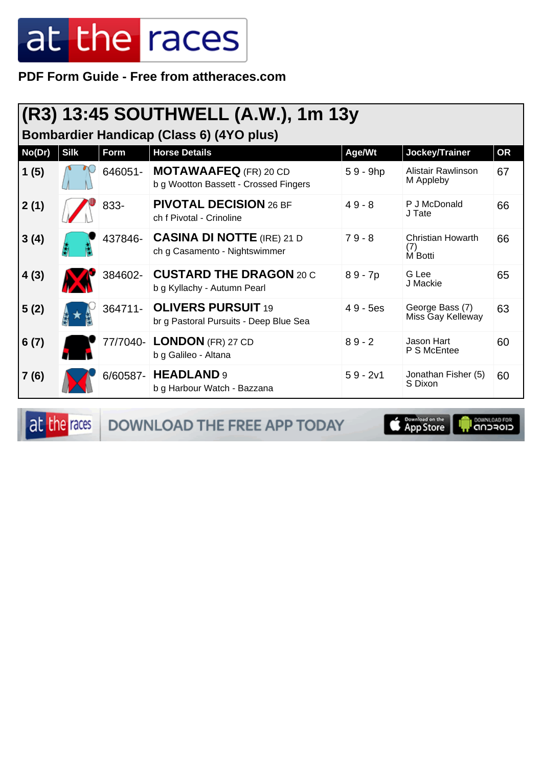PDF Form Guide - Free from attheraces.com

## (R3) 13:45 SOUTHWELL (A.W.), 1m 13y

### Bombardier Handicap (Class 6) (4YO plus)

| No(Dr) | Silk | Form | Horse Details | Age/Wt | Jockey/Trainer | OR |
|---|---|---|---|---|---|---|
| 1 (5) | | 646051- | **MOTAWAAFEQ** (FR) 20 CD<br>b g Wootton Bassett - Crossed Fingers | 5 9 - 9hp | Alistair Rawlinson<br>M Appleby | 67 |
| 2 (1) | | 833- | **PIVOTAL DECISION** 26 BF<br>ch f Pivotal - Crinoline | 4 9 - 8 | P J McDonald<br>J Tate | 66 |
| 3 (4) | | 437846- | **CASINA DI NOTTE** (IRE) 21 D<br>ch g Casamento - Nightswimmer | 7 9 - 8 | Christian Howarth (7)<br>M Botti | 66 |
| 4 (3) | | 384602- | **CUSTARD THE DRAGON** 20 C<br>b g Kyllachy - Autumn Pearl | 8 9 - 7p | G Lee<br>J Mackie | 65 |
| 5 (2) | | 364711- | **OLIVERS PURSUIT** 19<br>br g Pastoral Pursuits - Deep Blue Sea | 4 9 - 5es | George Bass (7)<br>Miss Gay Kelleway | 63 |
| 6 (7) | | 77/7040- | **LONDON** (FR) 27 CD<br>b g Galileo - Altana | 8 9 - 2 | Jason Hart<br>P S McEntee | 60 |
| 7 (6) | | 6/60587- | **HEADLAND** 9<br>b g Harbour Watch - Bazzana | 5 9 - 2v1 | Jonathan Fisher (5)<br>S Dixon | 60 |

DOWNLOAD THE FREE APP TODAY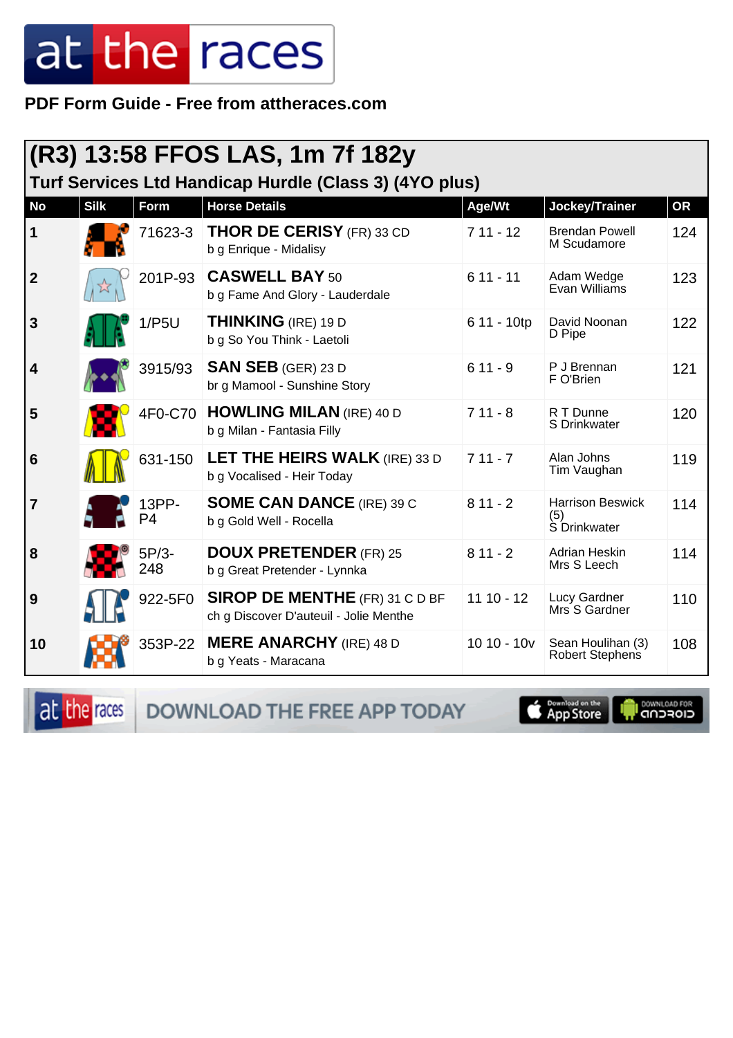PDF Form Guide - Free from attheraces.com

## (R3) 13:58 FFOS LAS, 1m 7f 182y

### Turf Services Ltd Handicap Hurdle (Class 3) (4YO plus)

| No | Silk | Form | Horse Details | Age/Wt | Jockey/Trainer | OR |
|---|---|---|---|---|---|---|
| 1 | | 71623-3 | **THOR DE CERISY** (FR) 33 CD<br>b g Enrique - Midalisy | 7 11 - 12 | Brendan Powell<br>M Scudamore | 124 |
| 2 | | 201P-93 | **CASWELL BAY** 50<br>b g Fame And Glory - Lauderdale | 6 11 - 11 | Adam Wedge<br>Evan Williams | 123 |
| 3 | | 1/P5U | **THINKING** (IRE) 19 D<br>b g So You Think - Laetoli | 6 11 - 10tp | David Noonan<br>D Pipe | 122 |
| 4 | | 3915/93 | **SAN SEB** (GER) 23 D<br>br g Mamool - Sunshine Story | 6 11 - 9 | P J Brennan<br>F O'Brien | 121 |
| 5 | | 4F0-C70 | **HOWLING MILAN** (IRE) 40 D<br>b g Milan - Fantasia Filly | 7 11 - 8 | R T Dunne<br>S Drinkwater | 120 |
| 6 | | 631-150 | **LET THE HEIRS WALK** (IRE) 33 D<br>b g Vocalised - Heir Today | 7 11 - 7 | Alan Johns<br>Tim Vaughan | 119 |
| 7 | | 13PP-P4 | **SOME CAN DANCE** (IRE) 39 C<br>b g Gold Well - Rocella | 8 11 - 2 | Harrison Beswick (5)<br>S Drinkwater | 114 |
| 8 | | 5P/3-248 | **DOUX PRETENDER** (FR) 25<br>b g Great Pretender - Lynnka | 8 11 - 2 | Adrian Heskin<br>Mrs S Leech | 114 |
| 9 | | 922-5F0 | **SIROP DE MENTHE** (FR) 31 C D BF<br>ch g Discover D'auteuil - Jolie Menthe | 11 10 - 12 | Lucy Gardner<br>Mrs S Gardner | 110 |
| 10 | | 353P-22 | **MERE ANARCHY** (IRE) 48 D<br>b g Yeats - Maracana | 10 10 - 10v | Sean Houlihan (3)<br>Robert Stephens | 108 |

DOWNLOAD THE FREE APP TODAY